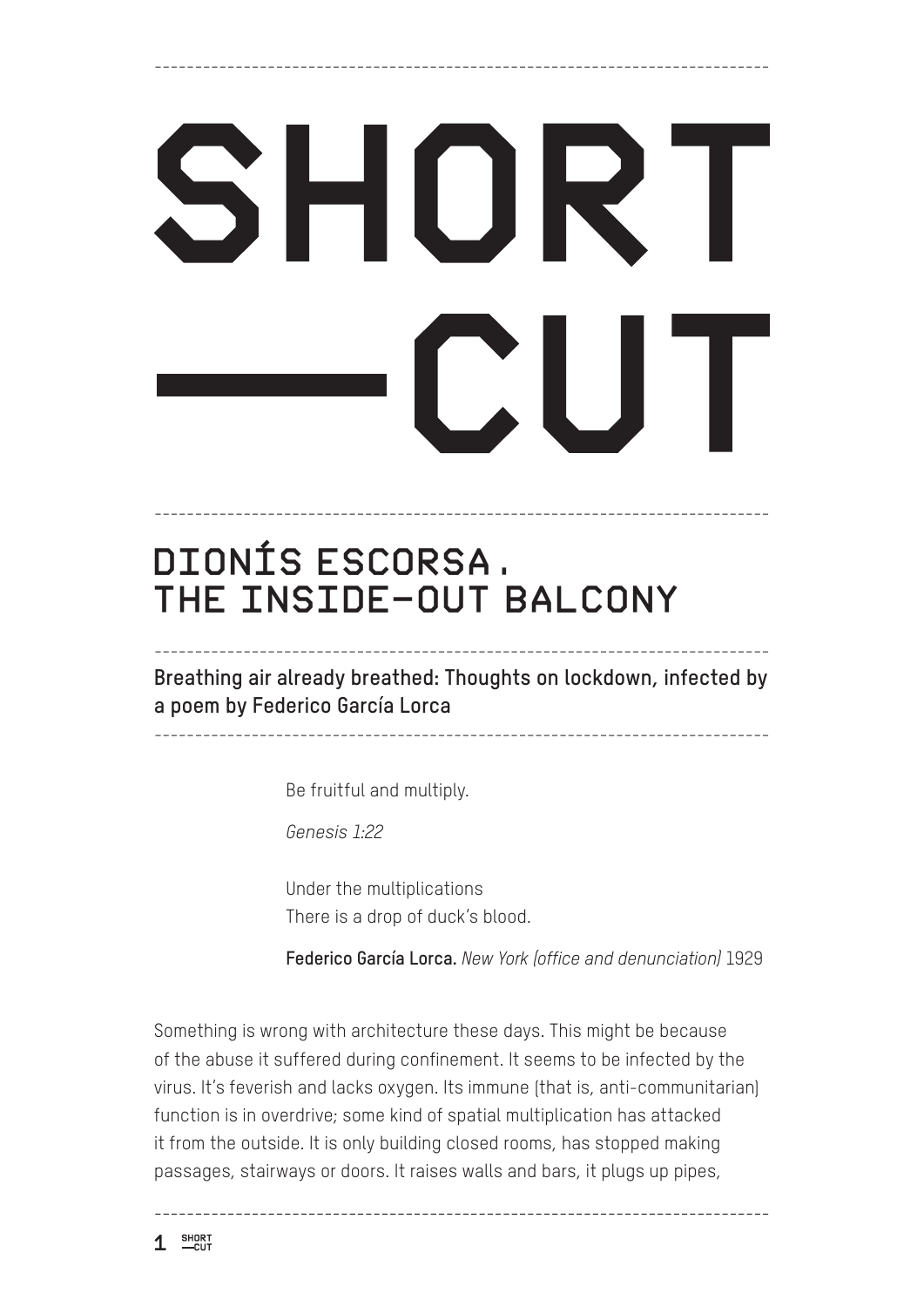# SHORT —CUT

## DIONÍS ESCORSA. THE INSIDE-OUT BALCONY

**Breathing air already breathed: Thoughts on lockdown, infected by a poem by Federico García Lorca**

> Be fruitful and multiply.
>
> *Genesis 1:22*
>
> Under the multiplications
> There is a drop of duck's blood.
>
> **Federico García Lorca.** *New York (office and denunciation)* 1929

Something is wrong with architecture these days. This might be because of the abuse it suffered during confinement. It seems to be infected by the virus. It's feverish and lacks oxygen. Its immune (that is, anti-communitarian) function is in overdrive; some kind of spatial multiplication has attacked it from the outside. It is only building closed rooms, has stopped making passages, stairways or doors. It raises walls and bars, it plugs up pipes,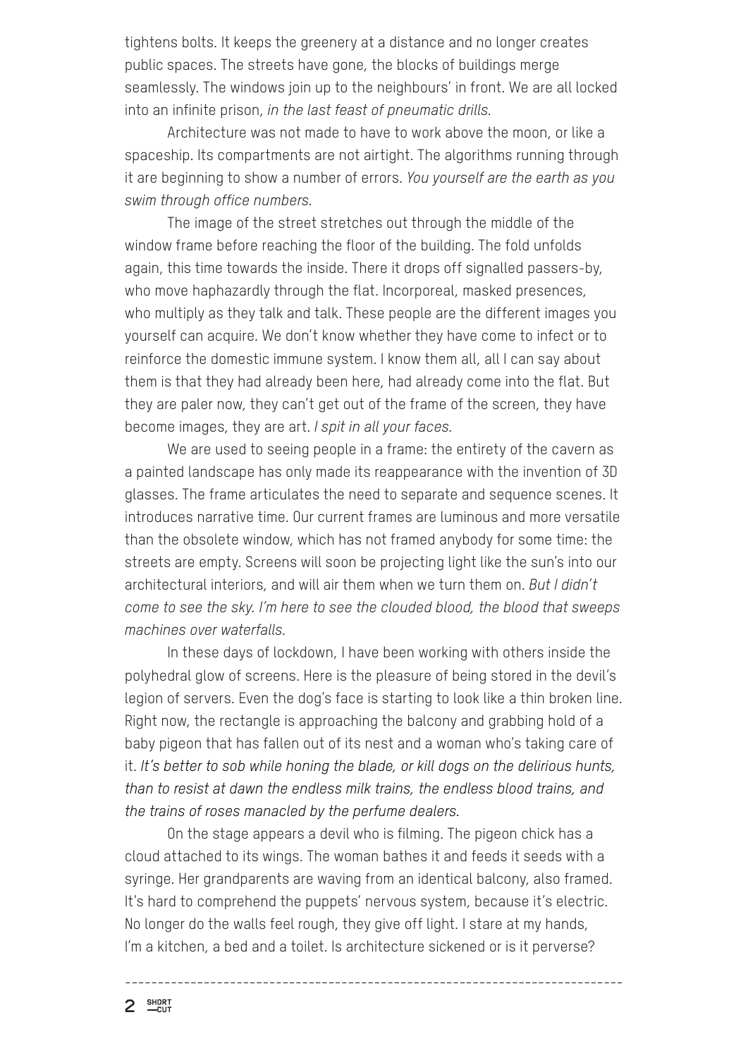tightens bolts. It keeps the greenery at a distance and no longer creates public spaces. The streets have gone, the blocks of buildings merge seamlessly. The windows join up to the neighbours' in front. We are all locked into an infinite prison, *in the last feast of pneumatic drills.*

Architecture was not made to have to work above the moon, or like a spaceship. Its compartments are not airtight. The algorithms running through it are beginning to show a number of errors. *You yourself are the earth as you swim through office numbers.*

The image of the street stretches out through the middle of the window frame before reaching the floor of the building. The fold unfolds again, this time towards the inside. There it drops off signalled passers-by, who move haphazardly through the flat. Incorporeal, masked presences, who multiply as they talk and talk. These people are the different images you yourself can acquire. We don't know whether they have come to infect or to reinforce the domestic immune system. I know them all, all I can say about them is that they had already been here, had already come into the flat. But they are paler now, they can't get out of the frame of the screen, they have become images, they are art. *I spit in all your faces.*

We are used to seeing people in a frame: the entirety of the cavern as a painted landscape has only made its reappearance with the invention of 3D glasses. The frame articulates the need to separate and sequence scenes. It introduces narrative time. Our current frames are luminous and more versatile than the obsolete window, which has not framed anybody for some time: the streets are empty. Screens will soon be projecting light like the sun's into our architectural interiors, and will air them when we turn them on. *But I didn't come to see the sky. I'm here to see the clouded blood, the blood that sweeps machines over waterfalls.*

In these days of lockdown, I have been working with others inside the polyhedral glow of screens. Here is the pleasure of being stored in the devil's legion of servers. Even the dog's face is starting to look like a thin broken line. Right now, the rectangle is approaching the balcony and grabbing hold of a baby pigeon that has fallen out of its nest and a woman who's taking care of it. *It's better to sob while honing the blade, or kill dogs on the delirious hunts, than to resist at dawn the endless milk trains, the endless blood trains, and the trains of roses manacled by the perfume dealers.*

On the stage appears a devil who is filming. The pigeon chick has a cloud attached to its wings. The woman bathes it and feeds it seeds with a syringe. Her grandparents are waving from an identical balcony, also framed. It's hard to comprehend the puppets' nervous system, because it's electric. No longer do the walls feel rough, they give off light. I stare at my hands, I'm a kitchen, a bed and a toilet. Is architecture sickened or is it perverse?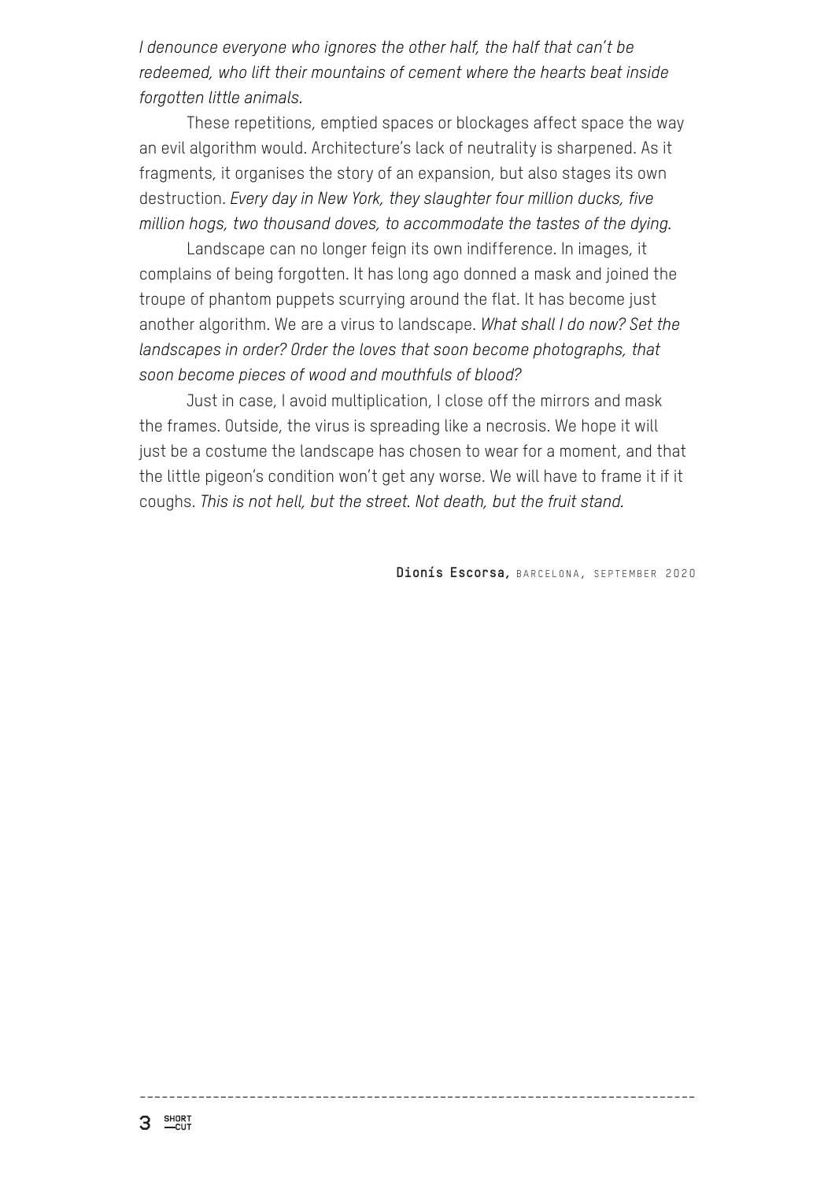*I denounce everyone who ignores the other half, the half that can't be redeemed, who lift their mountains of cement where the hearts beat inside forgotten little animals.*

These repetitions, emptied spaces or blockages affect space the way an evil algorithm would. Architecture's lack of neutrality is sharpened. As it fragments, it organises the story of an expansion, but also stages its own destruction. *Every day in New York, they slaughter four million ducks, five million hogs, two thousand doves, to accommodate the tastes of the dying.*

Landscape can no longer feign its own indifference. In images, it complains of being forgotten. It has long ago donned a mask and joined the troupe of phantom puppets scurrying around the flat. It has become just another algorithm. We are a virus to landscape. *What shall I do now? Set the landscapes in order? Order the loves that soon become photographs, that soon become pieces of wood and mouthfuls of blood?*

Just in case, I avoid multiplication, I close off the mirrors and mask the frames. Outside, the virus is spreading like a necrosis. We hope it will just be a costume the landscape has chosen to wear for a moment, and that the little pigeon's condition won't get any worse. We will have to frame it if it coughs. *This is not hell, but the street. Not death, but the fruit stand.*

**Dionís Escorsa**, BARCELONA, SEPTEMBER 2020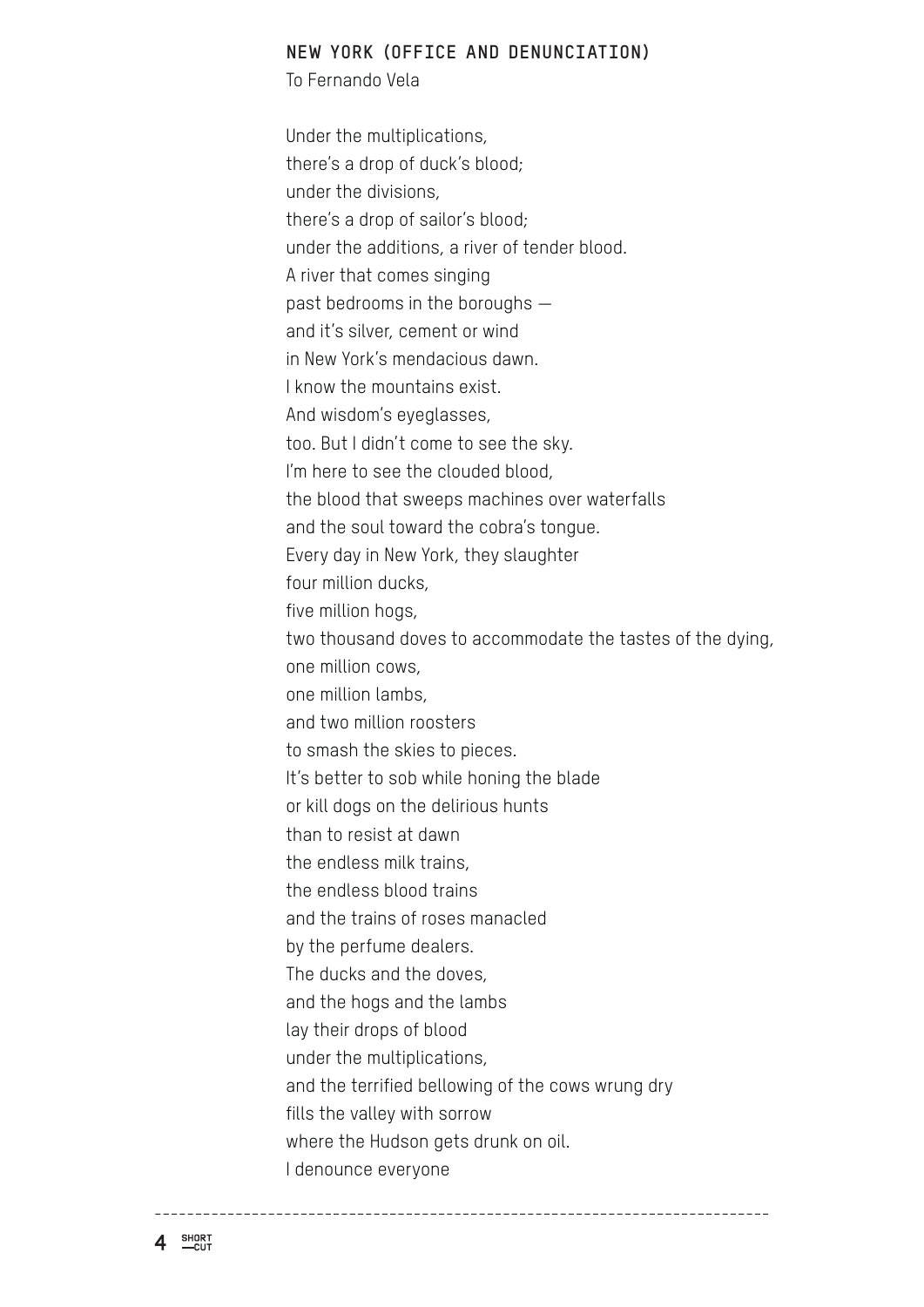## NEW YORK (OFFICE AND DENUNCIATION)

To Fernando Vela

Under the multiplications,  
there's a drop of duck's blood;  
under the divisions,  
there's a drop of sailor's blood;  
under the additions, a river of tender blood.  
A river that comes singing  
past bedrooms in the boroughs —  
and it's silver, cement or wind  
in New York's mendacious dawn.  
I know the mountains exist.  
And wisdom's eyeglasses,  
too. But I didn't come to see the sky.  
I'm here to see the clouded blood,  
the blood that sweeps machines over waterfalls  
and the soul toward the cobra's tongue.  
Every day in New York, they slaughter  
four million ducks,  
five million hogs,  
two thousand doves to accommodate the tastes of the dying,  
one million cows,  
one million lambs,  
and two million roosters  
to smash the skies to pieces.  
It's better to sob while honing the blade  
or kill dogs on the delirious hunts  
than to resist at dawn  
the endless milk trains,  
the endless blood trains  
and the trains of roses manacled  
by the perfume dealers.  
The ducks and the doves,  
and the hogs and the lambs  
lay their drops of blood  
under the multiplications,  
and the terrified bellowing of the cows wrung dry  
fills the valley with sorrow  
where the Hudson gets drunk on oil.  
I denounce everyone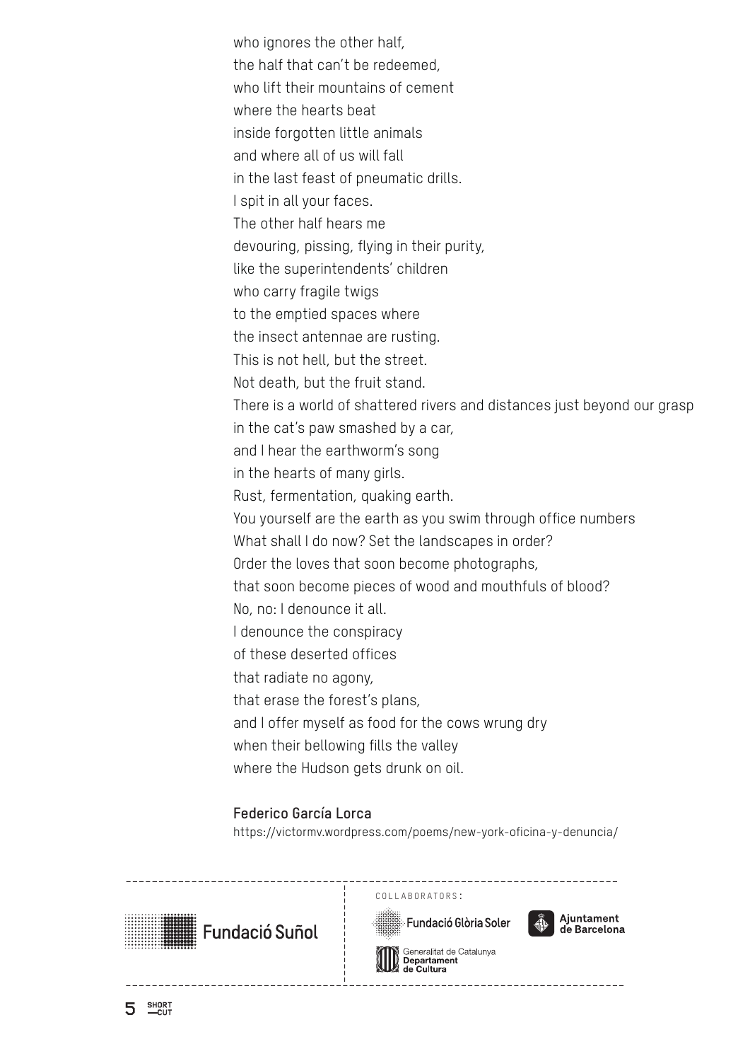who ignores the other half,
the half that can't be redeemed,
who lift their mountains of cement
where the hearts beat
inside forgotten little animals
and where all of us will fall
in the last feast of pneumatic drills.
I spit in all your faces.
The other half hears me
devouring, pissing, flying in their purity,
like the superintendents' children
who carry fragile twigs
to the emptied spaces where
the insect antennae are rusting.
This is not hell, but the street.
Not death, but the fruit stand.
There is a world of shattered rivers and distances just beyond our grasp
in the cat's paw smashed by a car,
and I hear the earthworm's song
in the hearts of many girls.
Rust, fermentation, quaking earth.
You yourself are the earth as you swim through office numbers
What shall I do now? Set the landscapes in order?
Order the loves that soon become photographs,
that soon become pieces of wood and mouthfuls of blood?
No, no: I denounce it all.
I denounce the conspiracy
of these deserted offices
that radiate no agony,
that erase the forest's plans,
and I offer myself as food for the cows wrung dry
when their bellowing fills the valley
where the Hudson gets drunk on oil.

**Federico García Lorca**
https://victormv.wordpress.com/poems/new-york-oficina-y-denuncia/

Fundació Suñol

COLLABORATORS:

Fundació Glòria Soler

Ajuntament de Barcelona

Generalitat de Catalunya
Departament de Cultura